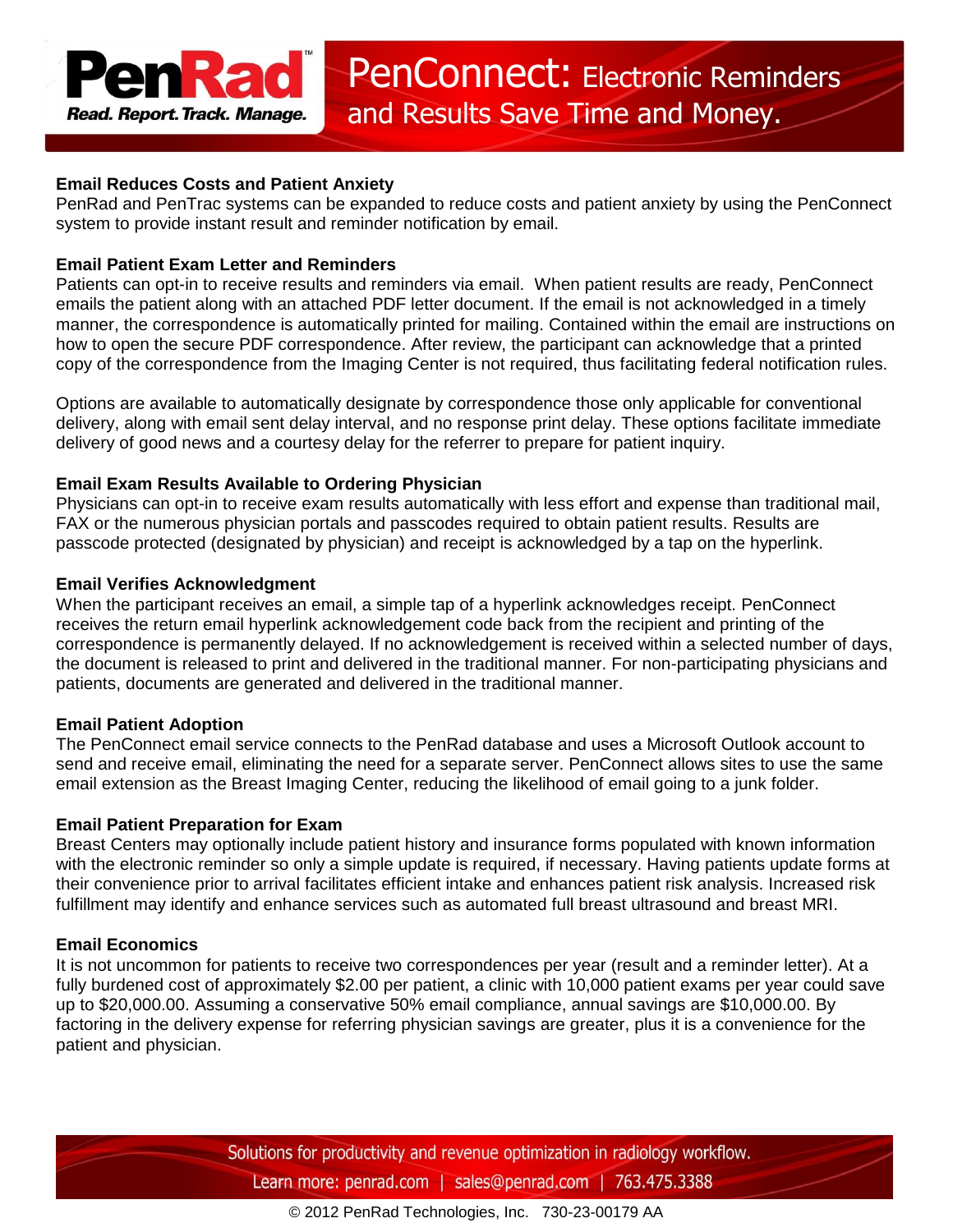# PenConnect: Electronic Reminders and Results Save Time and Money.

PenRad
Read. Report. Track. Manage.

### Email Reduces Costs and Patient Anxiety

PenRad and PenTrac systems can be expanded to reduce costs and patient anxiety by using the PenConnect system to provide instant result and reminder notification by email.

### Email Patient Exam Letter and Reminders

Patients can opt-in to receive results and reminders via email. When patient results are ready, PenConnect emails the patient along with an attached PDF letter document. If the email is not acknowledged in a timely manner, the correspondence is automatically printed for mailing. Contained within the email are instructions on how to open the secure PDF correspondence. After review, the participant can acknowledge that a printed copy of the correspondence from the Imaging Center is not required, thus facilitating federal notification rules.

Options are available to automatically designate by correspondence those only applicable for conventional delivery, along with email sent delay interval, and no response print delay. These options facilitate immediate delivery of good news and a courtesy delay for the referrer to prepare for patient inquiry.

### Email Exam Results Available to Ordering Physician

Physicians can opt-in to receive exam results automatically with less effort and expense than traditional mail, FAX or the numerous physician portals and passcodes required to obtain patient results. Results are passcode protected (designated by physician) and receipt is acknowledged by a tap on the hyperlink.

### Email Verifies Acknowledgment

When the participant receives an email, a simple tap of a hyperlink acknowledges receipt. PenConnect receives the return email hyperlink acknowledgement code back from the recipient and printing of the correspondence is permanently delayed. If no acknowledgement is received within a selected number of days, the document is released to print and delivered in the traditional manner. For non-participating physicians and patients, documents are generated and delivered in the traditional manner.

### Email Patient Adoption

The PenConnect email service connects to the PenRad database and uses a Microsoft Outlook account to send and receive email, eliminating the need for a separate server. PenConnect allows sites to use the same email extension as the Breast Imaging Center, reducing the likelihood of email going to a junk folder.

### Email Patient Preparation for Exam

Breast Centers may optionally include patient history and insurance forms populated with known information with the electronic reminder so only a simple update is required, if necessary. Having patients update forms at their convenience prior to arrival facilitates efficient intake and enhances patient risk analysis. Increased risk fulfillment may identify and enhance services such as automated full breast ultrasound and breast MRI.

### Email Economics

It is not uncommon for patients to receive two correspondences per year (result and a reminder letter). At a fully burdened cost of approximately $2.00 per patient, a clinic with 10,000 patient exams per year could save up to $20,000.00. Assuming a conservative 50% email compliance, annual savings are $10,000.00. By factoring in the delivery expense for referring physician savings are greater, plus it is a convenience for the patient and physician.

Solutions for productivity and revenue optimization in radiology workflow.

Learn more: penrad.com | sales@penrad.com | 763.475.3388

© 2012 PenRad Technologies, Inc. 730-23-00179 AA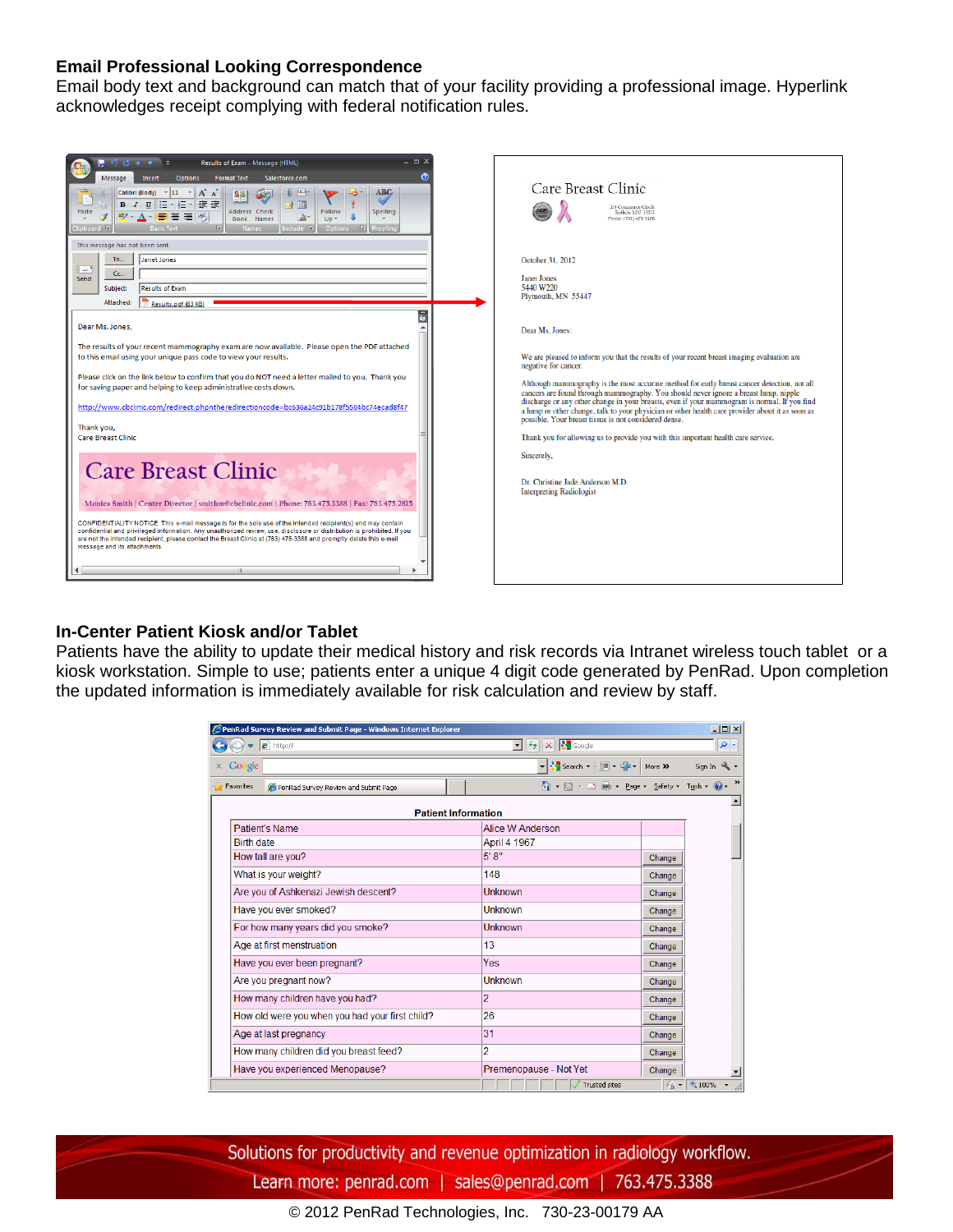## Email Professional Looking Correspondence

Email body text and background can match that of your facility providing a professional image. Hyperlink acknowledges receipt complying with federal notification rules.

## In-Center Patient Kiosk and/or Tablet

Patients have the ability to update their medical history and risk records via Intranet wireless touch tablet or a kiosk workstation. Simple to use; patients enter a unique 4 digit code generated by PenRad. Upon completion the updated information is immediately available for risk calculation and review by staff.

Solutions for productivity and revenue optimization in radiology workflow.

Learn more: penrad.com | sales@penrad.com | 763.475.3388

© 2012 PenRad Technologies, Inc. 730-23-00179 AA